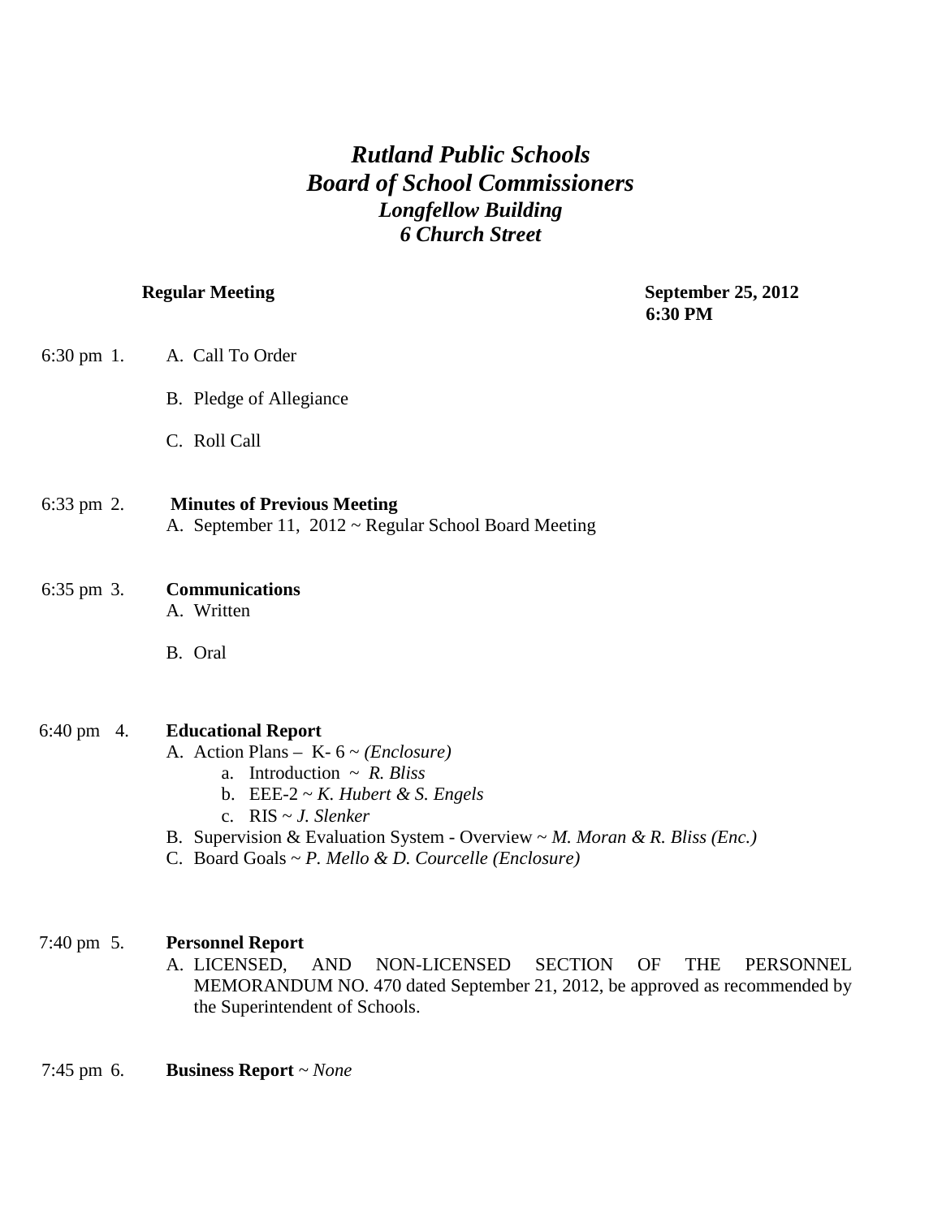# *Rutland Public Schools*
# *Board of School Commissioners*
### *Longfellow Building*
### *6 Church Street*

**Regular Meeting** **September 25, 2012**
**6:30 PM**

6:30 pm 1. A. Call To Order

B. Pledge of Allegiance

C. Roll Call

6:33 pm 2. **Minutes of Previous Meeting**
A. September 11, 2012 ~ Regular School Board Meeting

6:35 pm 3. **Communications**
A. Written

B. Oral

6:40 pm 4. **Educational Report**
A. Action Plans – K- 6 ~ *(Enclosure)*
   a. Introduction ~ *R. Bliss*
   b. EEE-2 ~ *K. Hubert & S. Engels*
   c. RIS ~ *J. Slenker*
B. Supervision & Evaluation System - Overview ~ *M. Moran & R. Bliss (Enc.)*
C. Board Goals ~ *P. Mello & D. Courcelle (Enclosure)*

7:40 pm 5. **Personnel Report**
A. LICENSED, AND NON-LICENSED SECTION OF THE PERSONNEL MEMORANDUM NO. 470 dated September 21, 2012, be approved as recommended by the Superintendent of Schools.

7:45 pm 6. **Business Report** ~ *None*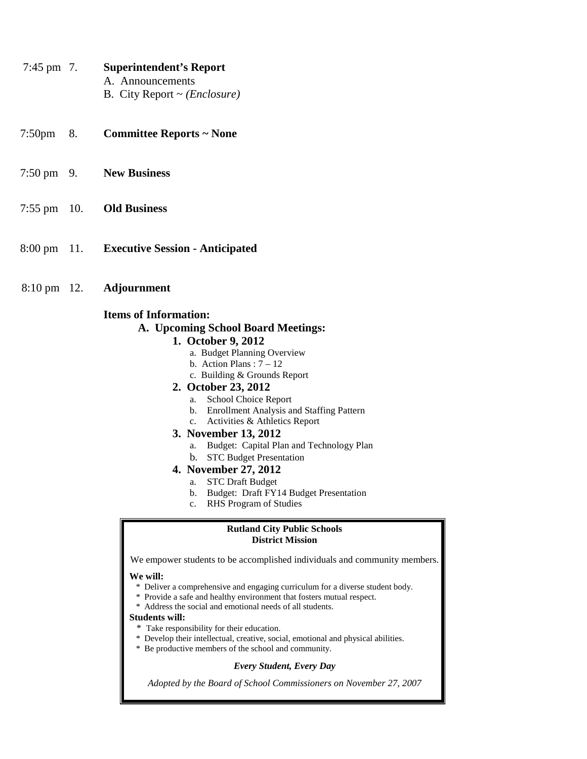7:45 pm 7. **Superintendent's Report**

A. Announcements

B. City Report ~ *(Enclosure)*

7:50pm 8. **Committee Reports ~ None**

7:50 pm 9. **New Business**

7:55 pm 10. **Old Business**

8:00 pm 11. **Executive Session - Anticipated**

8:10 pm 12. **Adjournment**

**Items of Information:**

**A. Upcoming School Board Meetings:**

**1. October 9, 2012**

a. Budget Planning Overview
b. Action Plans : 7 – 12
c. Building & Grounds Report

**2. October 23, 2012**

a. School Choice Report
b. Enrollment Analysis and Staffing Pattern
c. Activities & Athletics Report

**3. November 13, 2012**

a. Budget: Capital Plan and Technology Plan
b. STC Budget Presentation

**4. November 27, 2012**

a. STC Draft Budget
b. Budget: Draft FY14 Budget Presentation
c. RHS Program of Studies

---

**Rutland City Public Schools**
**District Mission**

We empower students to be accomplished individuals and community members.

**We will:**

* Deliver a comprehensive and engaging curriculum for a diverse student body.
* Provide a safe and healthy environment that fosters mutual respect.
* Address the social and emotional needs of all students.

**Students will:**

* Take responsibility for their education.
* Develop their intellectual, creative, social, emotional and physical abilities.
* Be productive members of the school and community.

***Every Student, Every Day***

*Adopted by the Board of School Commissioners on November 27, 2007*